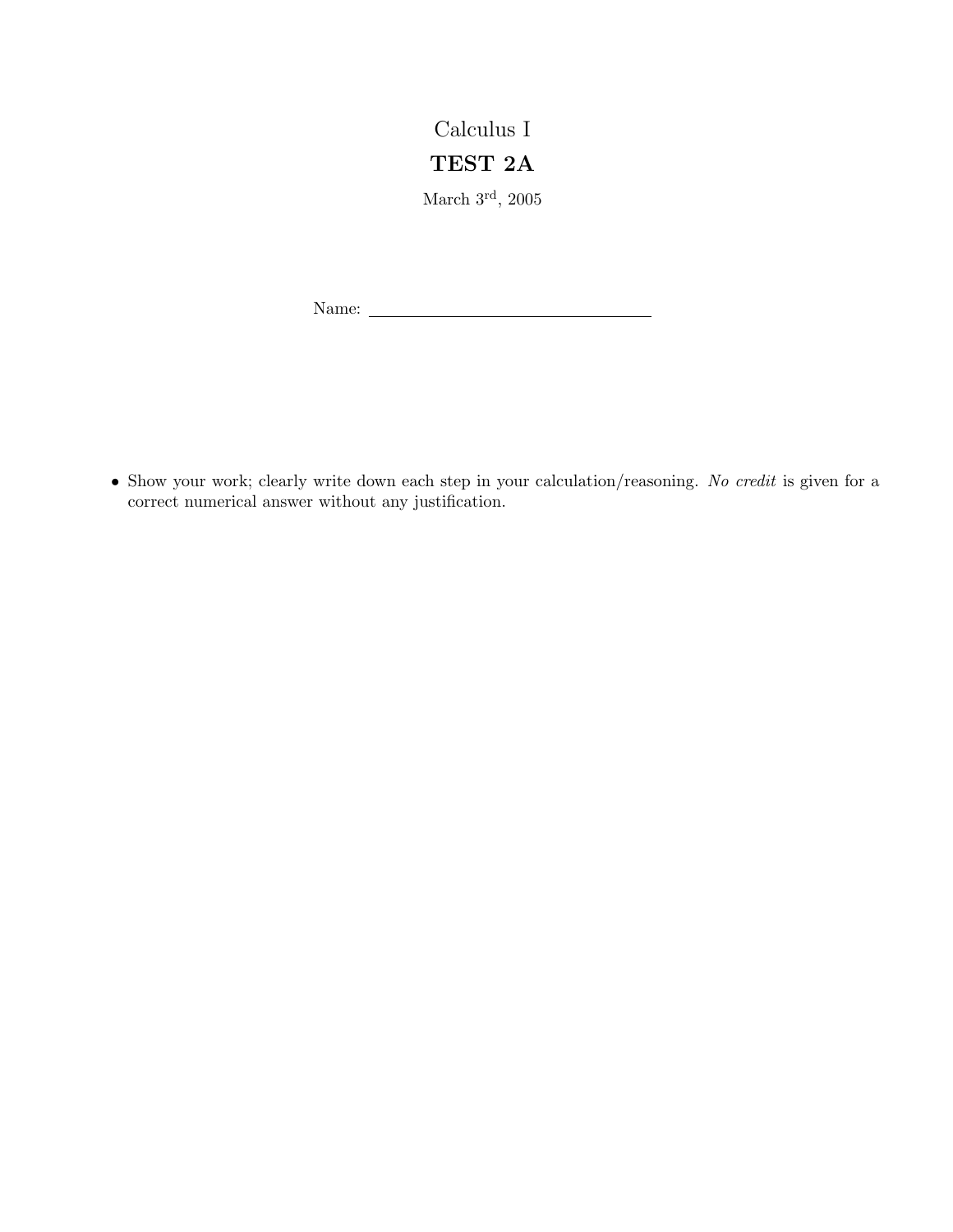# Calculus I

## TEST 2A

March 3rd, 2005

Name: ______________________________

- Show your work; clearly write down each step in your calculation/reasoning. *No credit* is given for a correct numerical answer without any justification.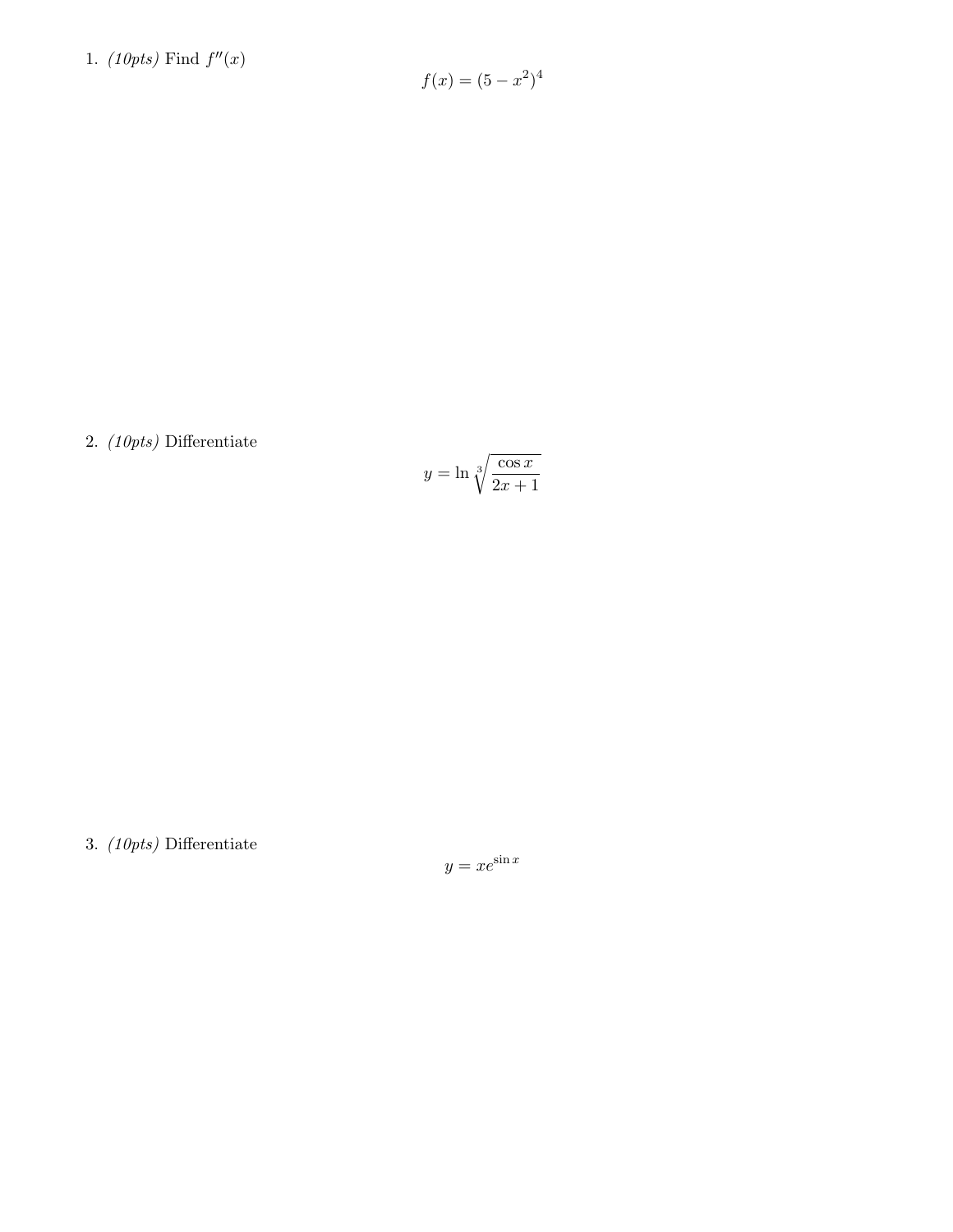1. *(10pts)* Find $f''(x)$

$$f(x) = (5 - x^2)^4$$

2. *(10pts)* Differentiate

$$y = \ln \sqrt[3]{\frac{\cos x}{2x + 1}}$$

3. *(10pts)* Differentiate

$$y = xe^{\sin x}$$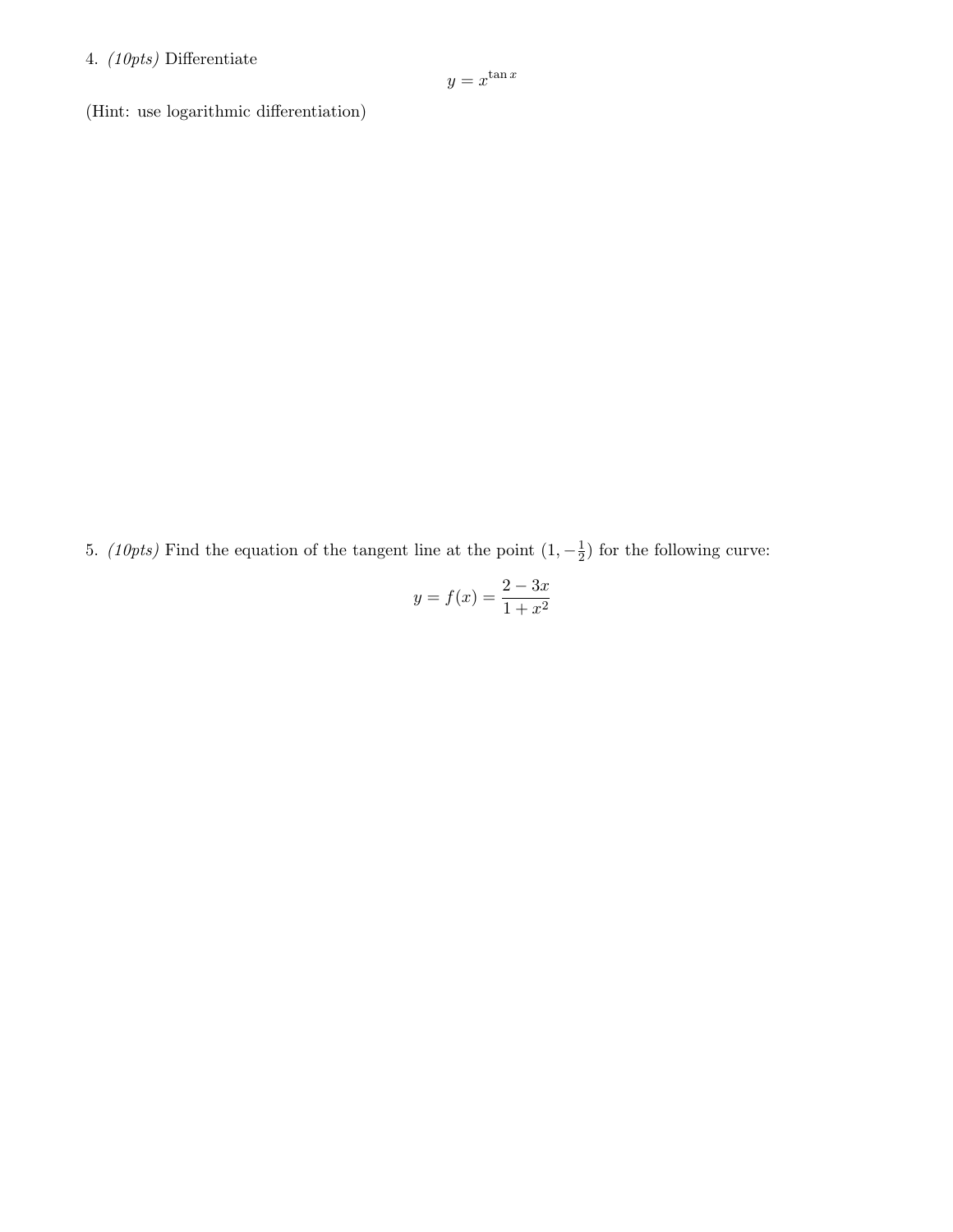4. *(10pts)* Differentiate

$$y = x^{\tan x}$$

(Hint: use logarithmic differentiation)

5. *(10pts)* Find the equation of the tangent line at the point $(1, -\frac{1}{2})$ for the following curve:

$$y = f(x) = \frac{2 - 3x}{1 + x^2}$$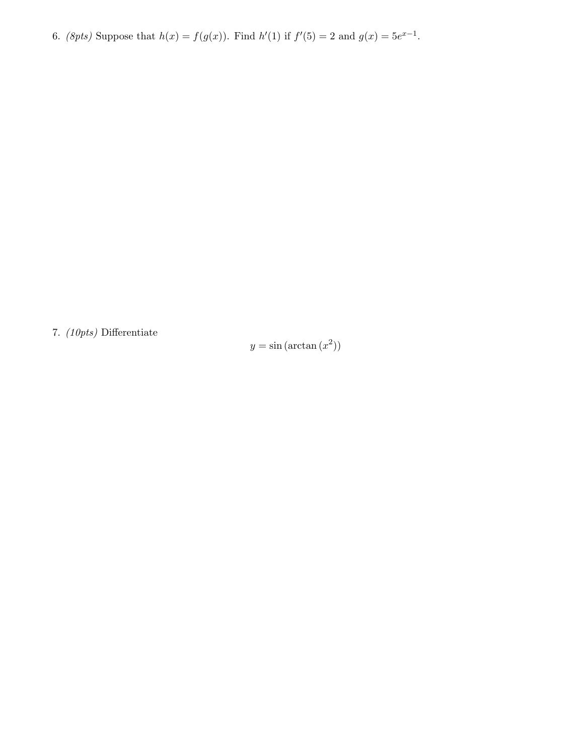6. *(8pts)* Suppose that $h(x) = f(g(x))$. Find $h'(1)$ if $f'(5) = 2$ and $g(x) = 5e^{x-1}$.

7. *(10pts)* Differentiate

$$y = \sin\left(\arctan\left(x^2\right)\right)$$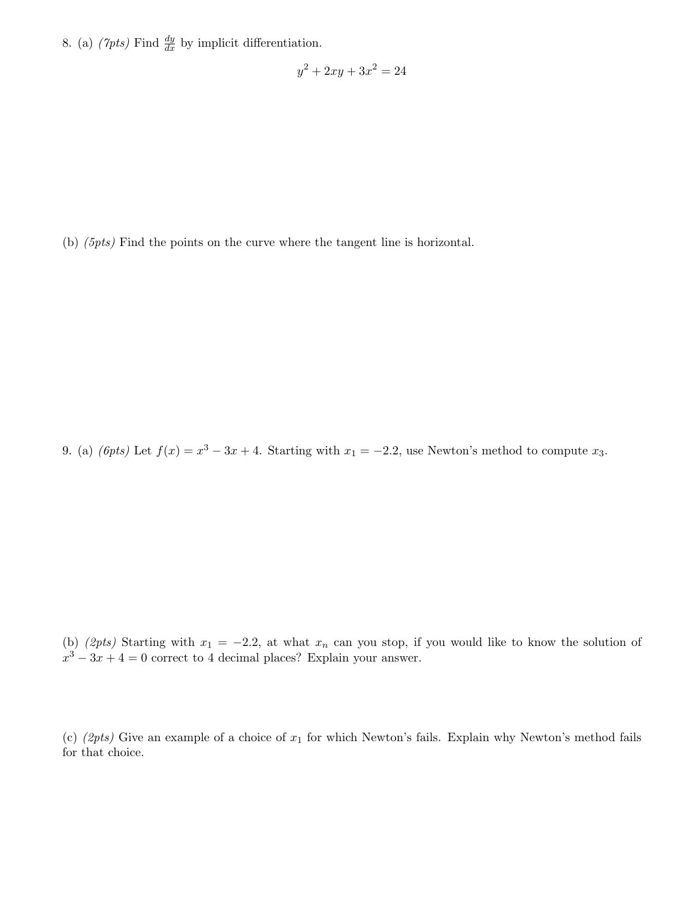8. (a) *(7pts)* Find $\frac{dy}{dx}$ by implicit differentiation.

$$y^2 + 2xy + 3x^2 = 24$$

(b) *(5pts)* Find the points on the curve where the tangent line is horizontal.

9. (a) *(6pts)* Let $f(x) = x^3 - 3x + 4$. Starting with $x_1 = -2.2$, use Newton's method to compute $x_3$.

(b) *(2pts)* Starting with $x_1 = -2.2$, at what $x_n$ can you stop, if you would like to know the solution of $x^3 - 3x + 4 = 0$ correct to 4 decimal places? Explain your answer.

(c) *(2pts)* Give an example of a choice of $x_1$ for which Newton's fails. Explain why Newton's method fails for that choice.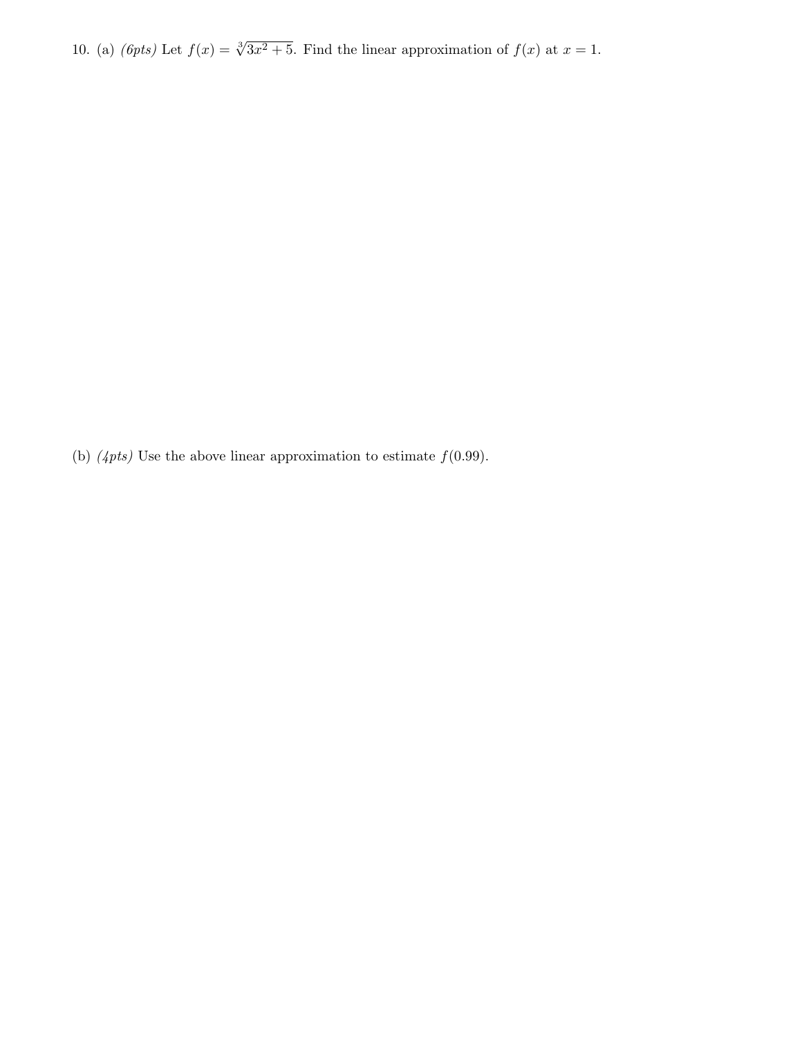10. (a) *(6pts)* Let $f(x) = \sqrt[3]{3x^2 + 5}$. Find the linear approximation of $f(x)$ at $x = 1$.

(b) *(4pts)* Use the above linear approximation to estimate $f(0.99)$.